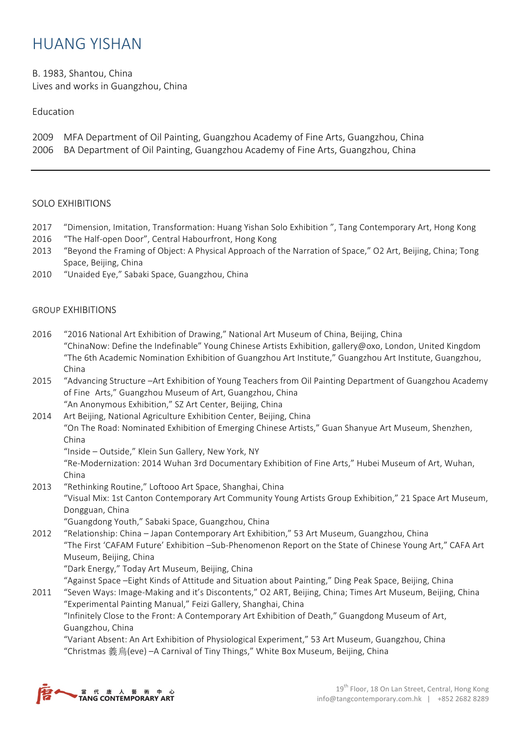# HUANG YISHAN

B. 1983, Shantou, China
Lives and works in Guangzhou, China

Education

2009 MFA Department of Oil Painting, Guangzhou Academy of Fine Arts, Guangzhou, China
2006 BA Department of Oil Painting, Guangzhou Academy of Fine Arts, Guangzhou, China

---

## SOLO EXHIBITIONS

2017 "Dimension, Imitation, Transformation: Huang Yishan Solo Exhibition ", Tang Contemporary Art, Hong Kong
2016 "The Half-open Door", Central Habourfront, Hong Kong
2013 "Beyond the Framing of Object: A Physical Approach of the Narration of Space," O2 Art, Beijing, China; Tong Space, Beijing, China
2010 "Unaided Eye," Sabaki Space, Guangzhou, China

## GROUP EXHIBITIONS

2016 "2016 National Art Exhibition of Drawing," National Art Museum of China, Beijing, China
"ChinaNow: Define the Indefinable" Young Chinese Artists Exhibition, gallery@oxo, London, United Kingdom
"The 6th Academic Nomination Exhibition of Guangzhou Art Institute," Guangzhou Art Institute, Guangzhou, China

2015 "Advancing Structure –Art Exhibition of Young Teachers from Oil Painting Department of Guangzhou Academy of Fine Arts," Guangzhou Museum of Art, Guangzhou, China
"An Anonymous Exhibition," SZ Art Center, Beijing, China

2014 Art Beijing, National Agriculture Exhibition Center, Beijing, China
"On The Road: Nominated Exhibition of Emerging Chinese Artists," Guan Shanyue Art Museum, Shenzhen, China
"Inside – Outside," Klein Sun Gallery, New York, NY
"Re-Modernization: 2014 Wuhan 3rd Documentary Exhibition of Fine Arts," Hubei Museum of Art, Wuhan, China

2013 "Rethinking Routine," Loftooo Art Space, Shanghai, China
"Visual Mix: 1st Canton Contemporary Art Community Young Artists Group Exhibition," 21 Space Art Museum, Dongguan, China
"Guangdong Youth," Sabaki Space, Guangzhou, China

2012 "Relationship: China – Japan Contemporary Art Exhibition," 53 Art Museum, Guangzhou, China
"The First 'CAFAM Future' Exhibition –Sub-Phenomenon Report on the State of Chinese Young Art," CAFA Art Museum, Beijing, China
"Dark Energy," Today Art Museum, Beijing, China
"Against Space –Eight Kinds of Attitude and Situation about Painting," Ding Peak Space, Beijing, China

2011 "Seven Ways: Image-Making and it's Discontents," O2 ART, Beijing, China; Times Art Museum, Beijing, China
"Experimental Painting Manual," Feizi Gallery, Shanghai, China
"Infinitely Close to the Front: A Contemporary Art Exhibition of Death," Guangdong Museum of Art, Guangzhou, China
"Variant Absent: An Art Exhibition of Physiological Experiment," 53 Art Museum, Guangzhou, China
"Christmas 義烏(eve) –A Carnival of Tiny Things," White Box Museum, Beijing, China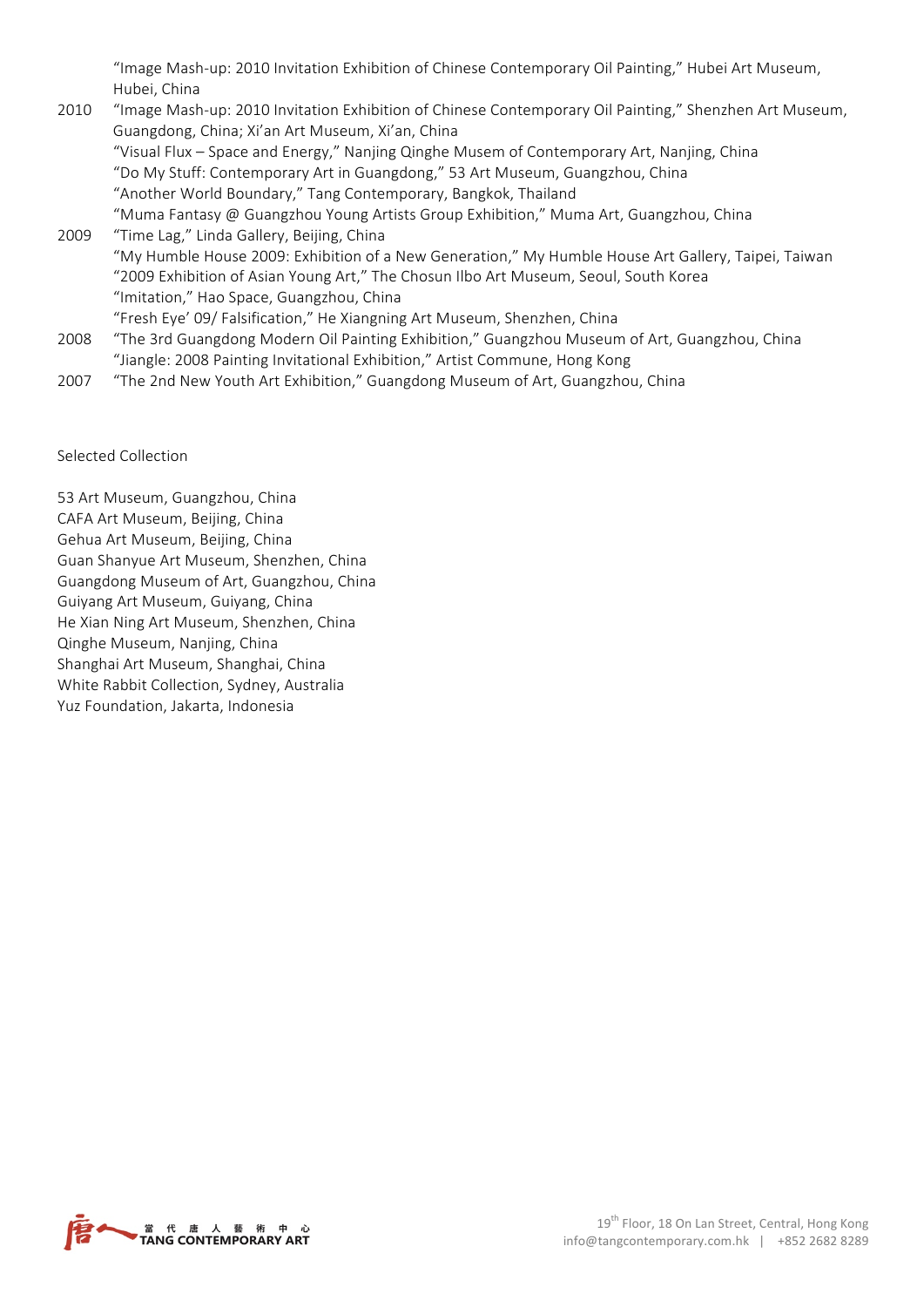"Image Mash-up: 2010 Invitation Exhibition of Chinese Contemporary Oil Painting," Hubei Art Museum, Hubei, China

2010 "Image Mash-up: 2010 Invitation Exhibition of Chinese Contemporary Oil Painting," Shenzhen Art Museum, Guangdong, China; Xi'an Art Museum, Xi'an, China
"Visual Flux – Space and Energy," Nanjing Qinghe Musem of Contemporary Art, Nanjing, China
"Do My Stuff: Contemporary Art in Guangdong," 53 Art Museum, Guangzhou, China
"Another World Boundary," Tang Contemporary, Bangkok, Thailand
"Muma Fantasy @ Guangzhou Young Artists Group Exhibition," Muma Art, Guangzhou, China

2009 "Time Lag," Linda Gallery, Beijing, China
"My Humble House 2009: Exhibition of a New Generation," My Humble House Art Gallery, Taipei, Taiwan
"2009 Exhibition of Asian Young Art," The Chosun Ilbo Art Museum, Seoul, South Korea
"Imitation," Hao Space, Guangzhou, China
"Fresh Eye' 09/ Falsification," He Xiangning Art Museum, Shenzhen, China

2008 "The 3rd Guangdong Modern Oil Painting Exhibition," Guangzhou Museum of Art, Guangzhou, China
"Jiangle: 2008 Painting Invitational Exhibition," Artist Commune, Hong Kong

2007 "The 2nd New Youth Art Exhibition," Guangdong Museum of Art, Guangzhou, China

Selected Collection

53 Art Museum, Guangzhou, China
CAFA Art Museum, Beijing, China
Gehua Art Museum, Beijing, China
Guan Shanyue Art Museum, Shenzhen, China
Guangdong Museum of Art, Guangzhou, China
Guiyang Art Museum, Guiyang, China
He Xian Ning Art Museum, Shenzhen, China
Qinghe Museum, Nanjing, China
Shanghai Art Museum, Shanghai, China
White Rabbit Collection, Sydney, Australia
Yuz Foundation, Jakarta, Indonesia